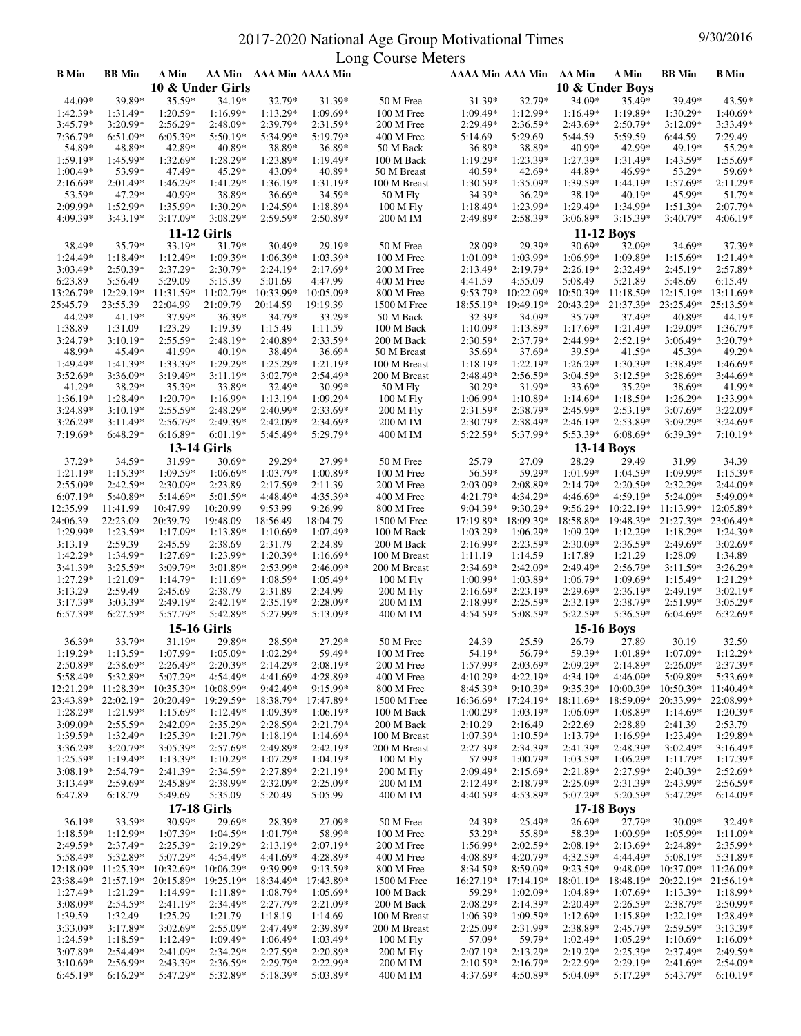# 2017-2020 National Age Group Motivational Times

9/30/2016

## Long Course Meters

| B Min | BB Min | A Min | AA Min | AAA Min | AAAA Min | | AAAA Min | AAA Min | AA Min | A Min | BB Min | B Min |
|---|---|---|---|---|---|---|---|---|---|---|---|---|
| | | **10 & Under Girls** | | | | | | | **10 & Under Boys** | | | |
| 44.09* | 39.89* | 35.59* | 34.19* | 32.79* | 31.39* | 50 M Free | 31.39* | 32.79* | 34.09* | 35.49* | 39.49* | 43.59* |
| 1:42.39* | 1:31.49* | 1:20.59* | 1:16.99* | 1:13.29* | 1:09.69* | 100 M Free | 1:09.49* | 1:12.99* | 1:16.49* | 1:19.89* | 1:30.29* | 1:40.69* |
| 3:45.79* | 3:20.99* | 2:56.29* | 2:48.09* | 2:39.79* | 2:31.59* | 200 M Free | 2:29.49* | 2:36.59* | 2:43.69* | 2:50.79* | 3:12.09* | 3:33.49* |
| 7:36.79* | 6:51.09* | 6:05.39* | 5:50.19* | 5:34.99* | 5:19.79* | 400 M Free | 5:14.69 | 5:29.69 | 5:44.59 | 5:59.59 | 6:44.59 | 7:29.49 |
| 54.89* | 48.89* | 42.89* | 40.89* | 38.89* | 36.89* | 50 M Back | 36.89* | 38.89* | 40.99* | 42.99* | 49.19* | 55.29* |
| 1:59.19* | 1:45.99* | 1:32.69* | 1:28.29* | 1:23.89* | 1:19.49* | 100 M Back | 1:19.29* | 1:23.39* | 1:27.39* | 1:31.49* | 1:43.59* | 1:55.69* |
| 1:00.49* | 53.99* | 47.49* | 45.29* | 43.09* | 40.89* | 50 M Breast | 40.59* | 42.69* | 44.89* | 46.99* | 53.29* | 59.69* |
| 2:16.69* | 2:01.49* | 1:46.29* | 1:41.29* | 1:36.19* | 1:31.19* | 100 M Breast | 1:30.59* | 1:35.09* | 1:39.59* | 1:44.19* | 1:57.69* | 2:11.29* |
| 53.59* | 47.29* | 40.99* | 38.89* | 36.69* | 34.59* | 50 M Fly | 34.39* | 36.29* | 38.19* | 40.19* | 45.99* | 51.79* |
| 2:09.99* | 1:52.99* | 1:35.99* | 1:30.29* | 1:24.59* | 1:18.89* | 100 M Fly | 1:18.49* | 1:23.99* | 1:29.49* | 1:34.99* | 1:51.39* | 2:07.79* |
| 4:09.39* | 3:43.19* | 3:17.09* | 3:08.29* | 2:59.59* | 2:50.89* | 200 M IM | 2:49.89* | 2:58.39* | 3:06.89* | 3:15.39* | 3:40.79* | 4:06.19* |
| | | **11-12 Girls** | | | | | | | **11-12 Boys** | | | |
| 38.49* | 35.79* | 33.19* | 31.79* | 30.49* | 29.19* | 50 M Free | 28.09* | 29.39* | 30.69* | 32.09* | 34.69* | 37.39* |
| 1:24.49* | 1:18.49* | 1:12.49* | 1:09.39* | 1:06.39* | 1:03.39* | 100 M Free | 1:01.09* | 1:03.99* | 1:06.99* | 1:09.89* | 1:15.69* | 1:21.49* |
| 3:03.49* | 2:50.39* | 2:37.29* | 2:30.79* | 2:24.19* | 2:17.69* | 200 M Free | 2:13.49* | 2:19.79* | 2:26.19* | 2:32.49* | 2:45.19* | 2:57.89* |
| 6:23.89 | 5:56.49 | 5:29.09 | 5:15.39 | 5:01.69 | 4:47.99 | 400 M Free | 4:41.59 | 4:55.09 | 5:08.49 | 5:21.89 | 5:48.69 | 6:15.49 |
| 13:26.79* | 12:29.19* | 11:31.59* | 11:02.79* | 10:33.99* | 10:05.09* | 800 M Free | 9:53.79* | 10:22.09* | 10:50.39* | 11:18.59* | 12:15.19* | 13:11.69* |
| 25:45.79 | 23:55.39 | 22:04.99 | 21:09.79 | 20:14.59 | 19:19.39 | 1500 M Free | 18:55.19* | 19:49.19* | 20:43.29* | 21:37.39* | 23:25.49* | 25:13.59* |
| 44.29* | 41.19* | 37.99* | 36.39* | 34.79* | 33.29* | 50 M Back | 32.39* | 34.09* | 35.79* | 37.49* | 40.89* | 44.19* |
| 1:38.89 | 1:31.09 | 1:23.29 | 1:19.39 | 1:15.49 | 1:11.59 | 100 M Back | 1:10.09* | 1:13.89* | 1:17.69* | 1:21.49* | 1:29.09* | 1:36.79* |
| 3:24.79* | 3:10.19* | 2:55.59* | 2:48.19* | 2:40.89* | 2:33.59* | 200 M Back | 2:30.59* | 2:37.79* | 2:44.99* | 2:52.19* | 3:06.49* | 3:20.79* |
| 48.99* | 45.49* | 41.99* | 40.19* | 38.49* | 36.69* | 50 M Breast | 35.69* | 37.69* | 39.59* | 41.59* | 45.39* | 49.29* |
| 1:49.49* | 1:41.39* | 1:33.39* | 1:29.29* | 1:25.29* | 1:21.19* | 100 M Breast | 1:18.19* | 1:22.19* | 1:26.29* | 1:30.39* | 1:38.49* | 1:46.69* |
| 3:52.69* | 3:36.09* | 3:19.49* | 3:11.19* | 3:02.79* | 2:54.49* | 200 M Breast | 2:48.49* | 2:56.59* | 3:04.59* | 3:12.59* | 3:28.69* | 3:44.69* |
| 41.29* | 38.29* | 35.39* | 33.89* | 32.49* | 30.99* | 50 M Fly | 30.29* | 31.99* | 33.69* | 35.29* | 38.69* | 41.99* |
| 1:36.19* | 1:28.49* | 1:20.79* | 1:16.99* | 1:13.19* | 1:09.29* | 100 M Fly | 1:06.99* | 1:10.89* | 1:14.69* | 1:18.59* | 1:26.29* | 1:33.99* |
| 3:24.89* | 3:10.19* | 2:55.59* | 2:48.29* | 2:40.99* | 2:33.69* | 200 M Fly | 2:31.59* | 2:38.79* | 2:45.99* | 2:53.19* | 3:07.69* | 3:22.09* |
| 3:26.29* | 3:11.49* | 2:56.79* | 2:49.39* | 2:42.09* | 2:34.69* | 200 M IM | 2:30.79* | 2:38.49* | 2:46.19* | 2:53.89* | 3:09.29* | 3:24.69* |
| 7:19.69* | 6:48.29* | 6:16.89* | 6:01.19* | 5:45.49* | 5:29.79* | 400 M IM | 5:22.59* | 5:37.99* | 5:53.39* | 6:08.69* | 6:39.39* | 7:10.19* |
| | | **13-14 Girls** | | | | | | | **13-14 Boys** | | | |
| 37.29* | 34.59* | 31.99* | 30.69* | 29.29* | 27.99* | 50 M Free | 25.79 | 27.09 | 28.29 | 29.49 | 31.99 | 34.39 |
| 1:21.19* | 1:15.39* | 1:09.59* | 1:06.69* | 1:03.79* | 1:00.89* | 100 M Free | 56.59* | 59.29* | 1:01.99* | 1:04.59* | 1:09.99* | 1:15.39* |
| 2:55.09* | 2:42.59* | 2:30.09* | 2:23.89 | 2:17.59* | 2:11.39 | 200 M Free | 2:03.09* | 2:08.89* | 2:14.79* | 2:20.59* | 2:32.29* | 2:44.09* |
| 6:07.19* | 5:40.89* | 5:14.69* | 5:01.59* | 4:48.49* | 4:35.39* | 400 M Free | 4:21.79* | 4:34.29* | 4:46.69* | 4:59.19* | 5:24.09* | 5:49.09* |
| 12:35.99 | 11:41.99 | 10:47.99 | 10:20.99 | 9:53.99 | 9:26.99 | 800 M Free | 9:04.39* | 9:30.29* | 9:56.29* | 10:22.19* | 11:13.99* | 12:05.89* |
| 24:06.39 | 22:23.09 | 20:39.79 | 19:48.09 | 18:56.49 | 18:04.79 | 1500 M Free | 17:19.89* | 18:09.39* | 18:58.89* | 19:48.39* | 21:27.39* | 23:06.49* |
| 1:29.99* | 1:23.59* | 1:17.09* | 1:13.89* | 1:10.69* | 1:07.49* | 100 M Back | 1:03.29* | 1:06.29* | 1:09.29* | 1:12.29* | 1:18.29* | 1:24.39* |
| 3:13.19 | 2:59.39 | 2:45.59 | 2:38.69 | 2:31.79 | 2:24.89 | 200 M Back | 2:16.99* | 2:23.59* | 2:30.09* | 2:36.59* | 2:49.69* | 3:02.69* |
| 1:42.29* | 1:34.99* | 1:27.69* | 1:23.99* | 1:20.39* | 1:16.69* | 100 M Breast | 1:11.19 | 1:14.59 | 1:17.89 | 1:21.29 | 1:28.09 | 1:34.89 |
| 3:41.39* | 3:25.59* | 3:09.79* | 3:01.89* | 2:53.99* | 2:46.09* | 200 M Breast | 2:34.69* | 2:42.09* | 2:49.49* | 2:56.79* | 3:11.59* | 3:26.29* |
| 1:27.29* | 1:21.09* | 1:14.79* | 1:11.69* | 1:08.59* | 1:05.49* | 100 M Fly | 1:00.99* | 1:03.89* | 1:06.79* | 1:09.69* | 1:15.49* | 1:21.29* |
| 3:13.29 | 2:59.49 | 2:45.69 | 2:38.79 | 2:31.89 | 2:24.99 | 200 M Fly | 2:16.69* | 2:23.19* | 2:29.69* | 2:36.19* | 2:49.19* | 3:02.19* |
| 3:17.39* | 3:03.39* | 2:49.19* | 2:42.19* | 2:35.19* | 2:28.09* | 200 M IM | 2:18.99* | 2:25.59* | 2:32.19* | 2:38.79* | 2:51.99* | 3:05.29* |
| 6:57.39* | 6:27.59* | 5:57.79* | 5:42.89* | 5:27.99* | 5:13.09* | 400 M IM | 4:54.59* | 5:08.59* | 5:22.59* | 5:36.59* | 6:04.69* | 6:32.69* |
| | | **15-16 Girls** | | | | | | | **15-16 Boys** | | | |
| 36.39* | 33.79* | 31.19* | 29.89* | 28.59* | 27.29* | 50 M Free | 24.39 | 25.59 | 26.79 | 27.89 | 30.19 | 32.59 |
| 1:19.29* | 1:13.59* | 1:07.99* | 1:05.09* | 1:02.29* | 59.49* | 100 M Free | 54.19* | 56.79* | 59.39* | 1:01.89* | 1:07.09* | 1:12.29* |
| 2:50.89* | 2:38.69* | 2:26.49* | 2:20.39* | 2:14.29* | 2:08.19* | 200 M Free | 1:57.99* | 2:03.69* | 2:09.29* | 2:14.89* | 2:26.09* | 2:37.39* |
| 5:58.49* | 5:32.89* | 5:07.29* | 4:54.49* | 4:41.69* | 4:28.89* | 400 M Free | 4:10.29* | 4:22.19* | 4:34.19* | 4:46.09* | 5:09.89* | 5:33.69* |
| 12:21.29* | 11:28.39* | 10:35.39* | 10:08.99* | 9:42.49* | 9:15.99* | 800 M Free | 8:45.39* | 9:10.39* | 9:35.39* | 10:00.39* | 10:50.39* | 11:40.49* |
| 23:43.89* | 22:02.19* | 20:20.49* | 19:29.59* | 18:38.79* | 17:47.89* | 1500 M Free | 16:36.69* | 17:24.19* | 18:11.69* | 18:59.09* | 20:33.99* | 22:08.99* |
| 1:28.29* | 1:21.99* | 1:15.69* | 1:12.49* | 1:09.39* | 1:06.19* | 100 M Back | 1:00.29* | 1:03.19* | 1:06.09* | 1:08.89* | 1:14.69* | 1:20.39* |
| 3:09.09* | 2:55.59* | 2:42.09* | 2:35.29* | 2:28.59* | 2:21.79* | 200 M Back | 2:10.29 | 2:16.49 | 2:22.69 | 2:28.89 | 2:41.39 | 2:53.79 |
| 1:39.59* | 1:32.49* | 1:25.39* | 1:21.79* | 1:18.19* | 1:14.69* | 100 M Breast | 1:07.39* | 1:10.59* | 1:13.79* | 1:16.99* | 1:23.49* | 1:29.89* |
| 3:36.29* | 3:20.79* | 3:05.39* | 2:57.69* | 2:49.89* | 2:42.19* | 200 M Breast | 2:27.39* | 2:34.39* | 2:41.39* | 2:48.39* | 3:02.49* | 3:16.49* |
| 1:25.59* | 1:19.49* | 1:13.39* | 1:10.29* | 1:07.29* | 1:04.19* | 100 M Fly | 57.99* | 1:00.79* | 1:03.59* | 1:06.29* | 1:11.79* | 1:17.39* |
| 3:08.19* | 2:54.79* | 2:41.39* | 2:34.59* | 2:27.89* | 2:21.19* | 200 M Fly | 2:09.49* | 2:15.69* | 2:21.89* | 2:27.99* | 2:40.39* | 2:52.69* |
| 3:13.49* | 2:59.69* | 2:45.89* | 2:38.99* | 2:32.09* | 2:25.09* | 200 M IM | 2:12.49* | 2:18.79* | 2:25.09* | 2:31.39* | 2:43.99* | 2:56.59* |
| 6:47.89 | 6:18.79 | 5:49.69 | 5:35.09 | 5:20.49 | 5:05.99 | 400 M IM | 4:40.59* | 4:53.89* | 5:07.29* | 5:20.59* | 5:47.29* | 6:14.09* |
| | | **17-18 Girls** | | | | | | | **17-18 Boys** | | | |
| 36.19* | 33.59* | 30.99* | 29.69* | 28.39* | 27.09* | 50 M Free | 24.39* | 25.49* | 26.69* | 27.79* | 30.09* | 32.49* |
| 1:18.59* | 1:12.99* | 1:07.39* | 1:04.59* | 1:01.79* | 58.99* | 100 M Free | 53.29* | 55.89* | 58.39* | 1:00.99* | 1:05.99* | 1:11.09* |
| 2:49.59* | 2:37.49* | 2:25.39* | 2:19.29* | 2:13.19* | 2:07.19* | 200 M Free | 1:56.99* | 2:02.59* | 2:08.19* | 2:13.69* | 2:24.89* | 2:35.99* |
| 5:58.49* | 5:32.89* | 5:07.29* | 4:54.49* | 4:41.69* | 4:28.89* | 400 M Free | 4:08.89* | 4:20.79* | 4:32.59* | 4:44.49* | 5:08.19* | 5:31.89* |
| 12:18.09* | 11:25.39* | 10:32.69* | 10:06.29* | 9:39.99* | 9:13.59* | 800 M Free | 8:34.59* | 8:59.09* | 9:23.59* | 9:48.09* | 10:37.09* | 11:26.09* |
| 23:38.49* | 21:57.19* | 20:15.89* | 19:25.19* | 18:34.49* | 17:43.89* | 1500 M Free | 16:27.19* | 17:14.19* | 18:01.19* | 18:48.19* | 20:22.19* | 21:56.19* |
| 1:27.49* | 1:21.29* | 1:14.99* | 1:11.89* | 1:08.79* | 1:05.69* | 100 M Back | 59.29* | 1:02.09* | 1:04.89* | 1:07.69* | 1:13.39* | 1:18.99* |
| 3:08.09* | 2:54.59* | 2:41.19* | 2:34.49* | 2:27.79* | 2:21.09* | 200 M Back | 2:08.29* | 2:14.39* | 2:20.49* | 2:26.59* | 2:38.79* | 2:50.99* |
| 1:39.59 | 1:32.49 | 1:25.29 | 1:21.79 | 1:18.19 | 1:14.69 | 100 M Breast | 1:06.39* | 1:09.59* | 1:12.69* | 1:15.89* | 1:22.19* | 1:28.49* |
| 3:33.09* | 3:17.89* | 3:02.69* | 2:55.09* | 2:47.49* | 2:39.89* | 200 M Breast | 2:25.09* | 2:31.99* | 2:38.89* | 2:45.79* | 2:59.59* | 3:13.39* |
| 1:24.59* | 1:18.59* | 1:12.49* | 1:09.49* | 1:06.49* | 1:03.49* | 100 M Fly | 57.09* | 59.79* | 1:02.49* | 1:05.29* | 1:10.69* | 1:16.09* |
| 3:07.89* | 2:54.49* | 2:41.09* | 2:34.29* | 2:27.59* | 2:20.89* | 200 M Fly | 2:07.19* | 2:13.29* | 2:19.29* | 2:25.39* | 2:37.49* | 2:49.59* |
| 3:10.69* | 2:56.99* | 2:43.39* | 2:36.59* | 2:29.79* | 2:22.99* | 200 M IM | 2:10.59* | 2:16.79* | 2:22.99* | 2:29.19* | 2:41.69* | 2:54.09* |
| 6:45.19* | 6:16.29* | 5:47.29* | 5:32.89* | 5:18.39* | 5:03.89* | 400 M IM | 4:37.69* | 4:50.89* | 5:04.09* | 5:17.29* | 5:43.79* | 6:10.19* |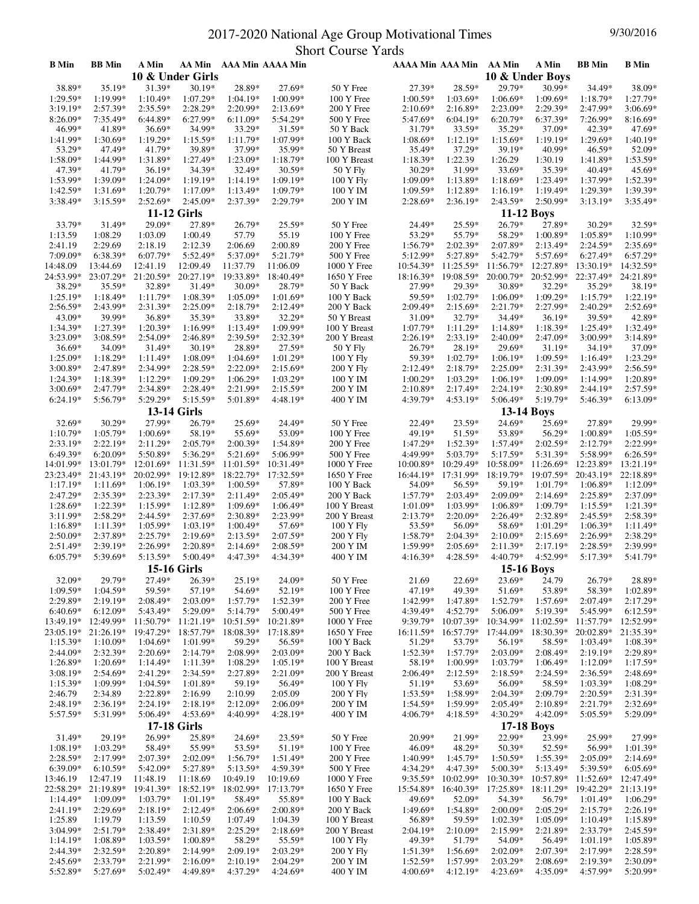# 2017-2020 National Age Group Motivational Times

## Short Course Yards

| B Min | BB Min | A Min | AA Min | AAA Min | AAAA Min | Event | AAAA Min | AAA Min | AA Min | A Min | BB Min | B Min |
|---|---|---|---|---|---|---|---|---|---|---|---|---|
| | | | **10 & Under Girls** | | | | | | **10 & Under Boys** | | | |
| 38.89* | 35.19* | 31.39* | 30.19* | 28.89* | 27.69* | 50 Y Free | 27.39* | 28.59* | 29.79* | 30.99* | 34.49* | 38.09* |
| 1:29.59* | 1:19.99* | 1:10.49* | 1:07.29* | 1:04.19* | 1:00.99* | 100 Y Free | 1:00.59* | 1:03.69* | 1:06.69* | 1:09.69* | 1:18.79* | 1:27.79* |
| 3:19.19* | 2:57.39* | 2:35.59* | 2:28.29* | 2:20.99* | 2:13.69* | 200 Y Free | 2:10.69* | 2:16.89* | 2:23.09* | 2:29.39* | 2:47.99* | 3:06.69* |
| 8:26.09* | 7:35.49* | 6:44.89* | 6:27.99* | 6:11.09* | 5:54.29* | 500 Y Free | 5:47.69* | 6:04.19* | 6:20.79* | 6:37.39* | 7:26.99* | 8:16.69* |
| 46.99* | 41.89* | 36.69* | 34.99* | 33.29* | 31.59* | 50 Y Back | 31.79* | 33.59* | 35.29* | 37.09* | 42.39* | 47.69* |
| 1:41.99* | 1:30.69* | 1:19.29* | 1:15.59* | 1:11.79* | 1:07.99* | 100 Y Back | 1:08.69* | 1:12.19* | 1:15.69* | 1:19.19* | 1:29.69* | 1:40.19* |
| 53.29* | 47.49* | 41.79* | 39.89* | 37.99* | 35.99* | 50 Y Breast | 35.49* | 37.29* | 39.19* | 40.99* | 46.59* | 52.09* |
| 1:58.09* | 1:44.99* | 1:31.89* | 1:27.49* | 1:23.09* | 1:18.79* | 100 Y Breast | 1:18.39* | 1:22.39 | 1:26.29 | 1:30.19 | 1:41.89* | 1:53.59* |
| 47.39* | 41.79* | 36.19* | 34.39* | 32.49* | 30.59* | 50 Y Fly | 30.29* | 31.99* | 33.69* | 35.39* | 40.49* | 45.69* |
| 1:53.99* | 1:39.09* | 1:24.09* | 1:19.19* | 1:14.19* | 1:09.19* | 100 Y Fly | 1:09.09* | 1:13.89* | 1:18.69* | 1:23.49* | 1:37.99* | 1:52.39* |
| 1:42.59* | 1:31.69* | 1:20.79* | 1:17.09* | 1:13.49* | 1:09.79* | 100 Y IM | 1:09.59* | 1:12.89* | 1:16.19* | 1:19.49* | 1:29.39* | 1:39.39* |
| 3:38.49* | 3:15.59* | 2:52.69* | 2:45.09* | 2:37.39* | 2:29.79* | 200 Y IM | 2:28.69* | 2:36.19* | 2:43.59* | 2:50.99* | 3:13.19* | 3:35.49* |
| | | | **11-12 Girls** | | | | | | **11-12 Boys** | | | |
| 33.79* | 31.49* | 29.09* | 27.89* | 26.79* | 25.59* | 50 Y Free | 24.49* | 25.59* | 26.79* | 27.89* | 30.29* | 32.59* |
| 1:13.59 | 1:08.29 | 1:03.09 | 1:00.49 | 57.79 | 55.19 | 100 Y Free | 53.29* | 55.79* | 58.29* | 1:00.89* | 1:05.89* | 1:10.99* |
| 2:41.19 | 2:29.69 | 2:18.19 | 2:12.39 | 2:06.69 | 2:00.89 | 200 Y Free | 1:56.79* | 2:02.39* | 2:07.89* | 2:13.49* | 2:24.59* | 2:35.69* |
| 7:09.09* | 6:38.39* | 6:07.79* | 5:52.49* | 5:37.09* | 5:21.79* | 500 Y Free | 5:12.99* | 5:27.89* | 5:42.79* | 5:57.69* | 6:27.49* | 6:57.29* |
| 14:48.09 | 13:44.69 | 12:41.19 | 12:09.49 | 11:37.79 | 11:06.09 | 1000 Y Free | 10:54.39* | 11:25.59* | 11:56.79* | 12:27.89* | 13:30.19* | 14:32.59* |
| 24:53.99* | 23:07.29* | 21:20.59* | 20:27.19* | 19:33.89* | 18:40.49* | 1650 Y Free | 18:16.39* | 19:08.59* | 20:00.79* | 20:52.99* | 22:37.49* | 24:21.89* |
| 38.29* | 35.59* | 32.89* | 31.49* | 30.09* | 28.79* | 50 Y Back | 27.99* | 29.39* | 30.89* | 32.29* | 35.29* | 38.19* |
| 1:25.19* | 1:18.49* | 1:11.79* | 1:08.39* | 1:05.09* | 1:01.69* | 100 Y Back | 59.59* | 1:02.79* | 1:06.09* | 1:09.29* | 1:15.79* | 1:22.19* |
| 2:56.59* | 2:43.99* | 2:31.39* | 2:25.09* | 2:18.79* | 2:12.49* | 200 Y Back | 2:09.49* | 2:15.69* | 2:21.79* | 2:27.99* | 2:40.29* | 2:52.69* |
| 43.09* | 39.99* | 36.89* | 35.39* | 33.89* | 32.29* | 50 Y Breast | 31.09* | 32.79* | 34.49* | 36.19* | 39.59* | 42.89* |
| 1:34.39* | 1:27.39* | 1:20.39* | 1:16.99* | 1:13.49* | 1:09.99* | 100 Y Breast | 1:07.79* | 1:11.29* | 1:14.89* | 1:18.39* | 1:25.49* | 1:32.49* |
| 3:23.09* | 3:08.59* | 2:54.09* | 2:46.89* | 2:39.59* | 2:32.39* | 200 Y Breast | 2:26.19* | 2:33.19* | 2:40.09* | 2:47.09* | 3:00.99* | 3:14.89* |
| 36.69* | 34.09* | 31.49* | 30.19* | 28.89* | 27.59* | 50 Y Fly | 26.79* | 28.19* | 29.69* | 31.19* | 34.19* | 37.09* |
| 1:25.09* | 1:18.29* | 1:11.49* | 1:08.09* | 1:04.69* | 1:01.29* | 100 Y Fly | 59.39* | 1:02.79* | 1:06.19* | 1:09.59* | 1:16.49* | 1:23.29* |
| 3:00.89* | 2:47.89* | 2:34.99* | 2:28.59* | 2:22.09* | 2:15.69* | 200 Y Fly | 2:12.49* | 2:18.79* | 2:25.09* | 2:31.39* | 2:43.99* | 2:56.59* |
| 1:24.39* | 1:18.39* | 1:12.29* | 1:09.29* | 1:06.29* | 1:03.29* | 100 Y IM | 1:00.29* | 1:03.29* | 1:06.19* | 1:09.09* | 1:14.99* | 1:20.89* |
| 3:00.69* | 2:47.79* | 2:34.89* | 2:28.49* | 2:21.99* | 2:15.59* | 200 Y IM | 2:10.89* | 2:17.49* | 2:24.19* | 2:30.89* | 2:44.19* | 2:57.59* |
| 6:24.19* | 5:56.79* | 5:29.29* | 5:15.59* | 5:01.89* | 4:48.19* | 400 Y IM | 4:39.79* | 4:53.19* | 5:06.49* | 5:19.79* | 5:46.39* | 6:13.09* |
| | | | **13-14 Girls** | | | | | | **13-14 Boys** | | | |
| 32.69* | 30.29* | 27.99* | 26.79* | 25.69* | 24.49* | 50 Y Free | 22.49* | 23.59* | 24.69* | 25.69* | 27.89* | 29.99* |
| 1:10.79* | 1:05.79* | 1:00.69* | 58.19* | 55.69* | 53.09* | 100 Y Free | 49.19* | 51.59* | 53.89* | 56.29* | 1:00.89* | 1:05.59* |
| 2:33.19* | 2:22.19* | 2:11.29* | 2:05.79* | 2:00.39* | 1:54.89* | 200 Y Free | 1:47.29* | 1:52.39* | 1:57.49* | 2:02.59* | 2:12.79* | 2:22.99* |
| 6:49.39* | 6:20.09* | 5:50.89* | 5:36.29* | 5:21.69* | 5:06.99* | 500 Y Free | 4:49.99* | 5:03.79* | 5:17.59* | 5:31.39* | 5:58.99* | 6:26.59* |
| 14:01.99* | 13:01.79* | 12:01.69* | 11:31.59* | 11:01.59* | 10:31.49* | 1000 Y Free | 10:00.89* | 10:29.49* | 10:58.09* | 11:26.69* | 12:23.89* | 13:21.19* |
| 23:23.49* | 21:43.19* | 20:02.99* | 19:12.89* | 18:22.79* | 17:32.59* | 1650 Y Free | 16:44.19* | 17:31.99* | 18:19.79* | 19:07.59* | 20:43.19* | 22:18.89* |
| 1:17.19* | 1:11.69* | 1:06.19* | 1:03.39* | 1:00.59* | 57.89* | 100 Y Back | 54.09* | 56.59* | 59.19* | 1:01.79* | 1:06.89* | 1:12.09* |
| 2:47.29* | 2:35.39* | 2:23.39* | 2:17.39* | 2:11.49* | 2:05.49* | 200 Y Back | 1:57.79* | 2:03.49* | 2:09.09* | 2:14.69* | 2:25.89* | 2:37.09* |
| 1:28.69* | 1:22.39* | 1:15.99* | 1:12.89* | 1:09.69* | 1:06.49* | 100 Y Breast | 1:01.09* | 1:03.99* | 1:06.89* | 1:09.79* | 1:15.59* | 1:21.39* |
| 3:11.99* | 2:58.29* | 2:44.59* | 2:37.69* | 2:30.89* | 2:23.99* | 200 Y Breast | 2:13.79* | 2:20.09* | 2:26.49* | 2:32.89* | 2:45.59* | 2:58.39* |
| 1:16.89* | 1:11.39* | 1:05.99* | 1:03.19* | 1:00.49* | 57.69* | 100 Y Fly | 53.59* | 56.09* | 58.69* | 1:01.29* | 1:06.39* | 1:11.49* |
| 2:50.09* | 2:37.89* | 2:25.79* | 2:19.69* | 2:13.59* | 2:07.59* | 200 Y Fly | 1:58.79* | 2:04.39* | 2:10.09* | 2:15.69* | 2:26.99* | 2:38.29* |
| 2:51.49* | 2:39.19* | 2:26.99* | 2:20.89* | 2:14.69* | 2:08.59* | 200 Y IM | 1:59.99* | 2:05.69* | 2:11.39* | 2:17.19* | 2:28.59* | 2:39.99* |
| 6:05.79* | 5:39.69* | 5:13.59* | 5:00.49* | 4:47.39* | 4:34.39* | 400 Y IM | 4:16.39* | 4:28.59* | 4:40.79* | 4:52.99* | 5:17.39* | 5:41.79* |
| | | | **15-16 Girls** | | | | | | **15-16 Boys** | | | |
| 32.09* | 29.79* | 27.49* | 26.39* | 25.19* | 24.09* | 50 Y Free | 21.69 | 22.69* | 23.69* | 24.79 | 26.79* | 28.89* |
| 1:09.59* | 1:04.59* | 59.59* | 57.19* | 54.69* | 52.19* | 100 Y Free | 47.19* | 49.39* | 51.69* | 53.89* | 58.39* | 1:02.89* |
| 2:29.89* | 2:19.19* | 2:08.49* | 2:03.09* | 1:57.79* | 1:52.39* | 200 Y Free | 1:42.99* | 1:47.89* | 1:52.79* | 1:57.69* | 2:07.49* | 2:17.29* |
| 6:40.69* | 6:12.09* | 5:43.49* | 5:29.09* | 5:14.79* | 5:00.49* | 500 Y Free | 4:39.49* | 4:52.79* | 5:06.09* | 5:19.39* | 5:45.99* | 6:12.59* |
| 13:49.19* | 12:49.99* | 11:50.79* | 11:21.19* | 10:51.59* | 10:21.89* | 1000 Y Free | 9:39.79* | 10:07.39* | 10:34.99* | 11:02.59* | 11:57.79* | 12:52.99* |
| 23:05.19* | 21:26.19* | 19:47.29* | 18:57.79* | 18:08.39* | 17:18.89* | 1650 Y Free | 16:11.59* | 16:57.79* | 17:44.09* | 18:30.39* | 20:02.89* | 21:35.39* |
| 1:15.39* | 1:10.09* | 1:04.69* | 1:01.99* | 59.29* | 56.59* | 100 Y Back | 51.29* | 53.79* | 56.19* | 58.59* | 1:03.49* | 1:08.39* |
| 2:44.09* | 2:32.39* | 2:20.69* | 2:14.79* | 2:08.99* | 2:03.09* | 200 Y Back | 1:52.39* | 1:57.79* | 2:03.09* | 2:08.49* | 2:19.19* | 2:29.89* |
| 1:26.89* | 1:20.69* | 1:14.49* | 1:11.39* | 1:08.29* | 1:05.19* | 100 Y Breast | 58.19* | 1:00.99* | 1:03.79* | 1:06.49* | 1:12.09* | 1:17.59* |
| 3:08.19* | 2:54.69* | 2:41.29* | 2:34.59* | 2:27.89* | 2:21.09* | 200 Y Breast | 2:06.49* | 2:12.59* | 2:18.59* | 2:24.59* | 2:36.59* | 2:48.69* |
| 1:15.39* | 1:09.99* | 1:04.59* | 1:01.89* | 59.19* | 56.49* | 100 Y Fly | 51.19* | 53.69* | 56.09* | 58.59* | 1:03.39* | 1:08.29* |
| 2:46.79 | 2:34.89 | 2:22.89* | 2:16.99 | 2:10.99 | 2:05.09 | 200 Y Fly | 1:53.59* | 1:58.99* | 2:04.39* | 2:09.79* | 2:20.59* | 2:31.39* |
| 2:48.19* | 2:36.19* | 2:24.19* | 2:18.19* | 2:12.09* | 2:06.09* | 200 Y IM | 1:54.59* | 1:59.99* | 2:05.49* | 2:10.89* | 2:21.79* | 2:32.69* |
| 5:57.59* | 5:31.99* | 5:06.49* | 4:53.69* | 4:40.99* | 4:28.19* | 400 Y IM | 4:06.79* | 4:18.59* | 4:30.29* | 4:42.09* | 5:05.59* | 5:29.09* |
| | | | **17-18 Girls** | | | | | | **17-18 Boys** | | | |
| 31.49* | 29.19* | 26.99* | 25.89* | 24.69* | 23.59* | 50 Y Free | 20.99* | 21.99* | 22.99* | 23.99* | 25.99* | 27.99* |
| 1:08.19* | 1:03.29* | 58.49* | 55.99* | 53.59* | 51.19* | 100 Y Free | 46.09* | 48.29* | 50.39* | 52.59* | 56.99* | 1:01.39* |
| 2:28.59* | 2:17.99* | 2:07.39* | 2:02.09* | 1:56.79* | 1:51.49* | 200 Y Free | 1:40.99* | 1:45.79* | 1:50.59* | 1:55.39* | 2:05.09* | 2:14.69* |
| 6:39.09* | 6:10.59* | 5:42.09* | 5:27.89* | 5:13.59* | 4:59.39* | 500 Y Free | 4:34.29* | 4:47.39* | 5:00.39* | 5:13.49* | 5:39.59* | 6:05.69* |
| 13:46.19 | 12:47.19 | 11:48.19 | 11:18.69 | 10:49.19 | 10:19.69 | 1000 Y Free | 9:35.59* | 10:02.99* | 10:30.39* | 10:57.89* | 11:52.69* | 12:47.49* |
| 22:58.29* | 21:19.89* | 19:41.39* | 18:52.19* | 18:02.99* | 17:13.79* | 1650 Y Free | 15:54.89* | 16:40.39* | 17:25.89* | 18:11.29* | 19:42.29* | 21:13.19* |
| 1:14.49* | 1:09.09* | 1:03.79* | 1:01.19* | 58.49* | 55.89* | 100 Y Back | 49.69* | 52.09* | 54.39* | 56.79* | 1:01.49* | 1:06.29* |
| 2:41.19* | 2:29.69* | 2:18.19* | 2:12.49* | 2:06.69* | 2:00.89* | 200 Y Back | 1:49.69* | 1:54.89* | 2:00.09* | 2:05.29* | 2:15.79* | 2:26.19* |
| 1:25.89 | 1:19.79 | 1:13.59 | 1:10.59 | 1:07.49 | 1:04.39 | 100 Y Breast | 56.89* | 59.59* | 1:02.39* | 1:05.09* | 1:10.49* | 1:15.89* |
| 3:04.99* | 2:51.79* | 2:38.49* | 2:31.89* | 2:25.29* | 2:18.69* | 200 Y Breast | 2:04.19* | 2:10.09* | 2:15.99* | 2:21.89* | 2:33.79* | 2:45.59* |
| 1:14.19* | 1:08.89* | 1:03.59* | 1:00.89* | 58.29* | 55.59* | 100 Y Fly | 49.39* | 51.79* | 54.09* | 56.49* | 1:01.19* | 1:05.89* |
| 2:44.39* | 2:32.59* | 2:20.89* | 2:14.99* | 2:09.19* | 2:03.29* | 200 Y Fly | 1:51.39* | 1:56.69* | 2:02.09* | 2:07.39* | 2:17.99* | 2:28.59* |
| 2:45.69* | 2:33.79* | 2:21.99* | 2:16.09* | 2:10.19* | 2:04.29* | 200 Y IM | 1:52.59* | 1:57.99* | 2:03.29* | 2:08.69* | 2:19.39* | 2:30.09* |
| 5:52.89* | 5:27.69* | 5:02.49* | 4:49.89* | 4:37.29* | 4:24.69* | 400 Y IM | 4:00.69* | 4:12.19* | 4:23.69* | 4:35.09* | 4:57.99* | 5:20.99* |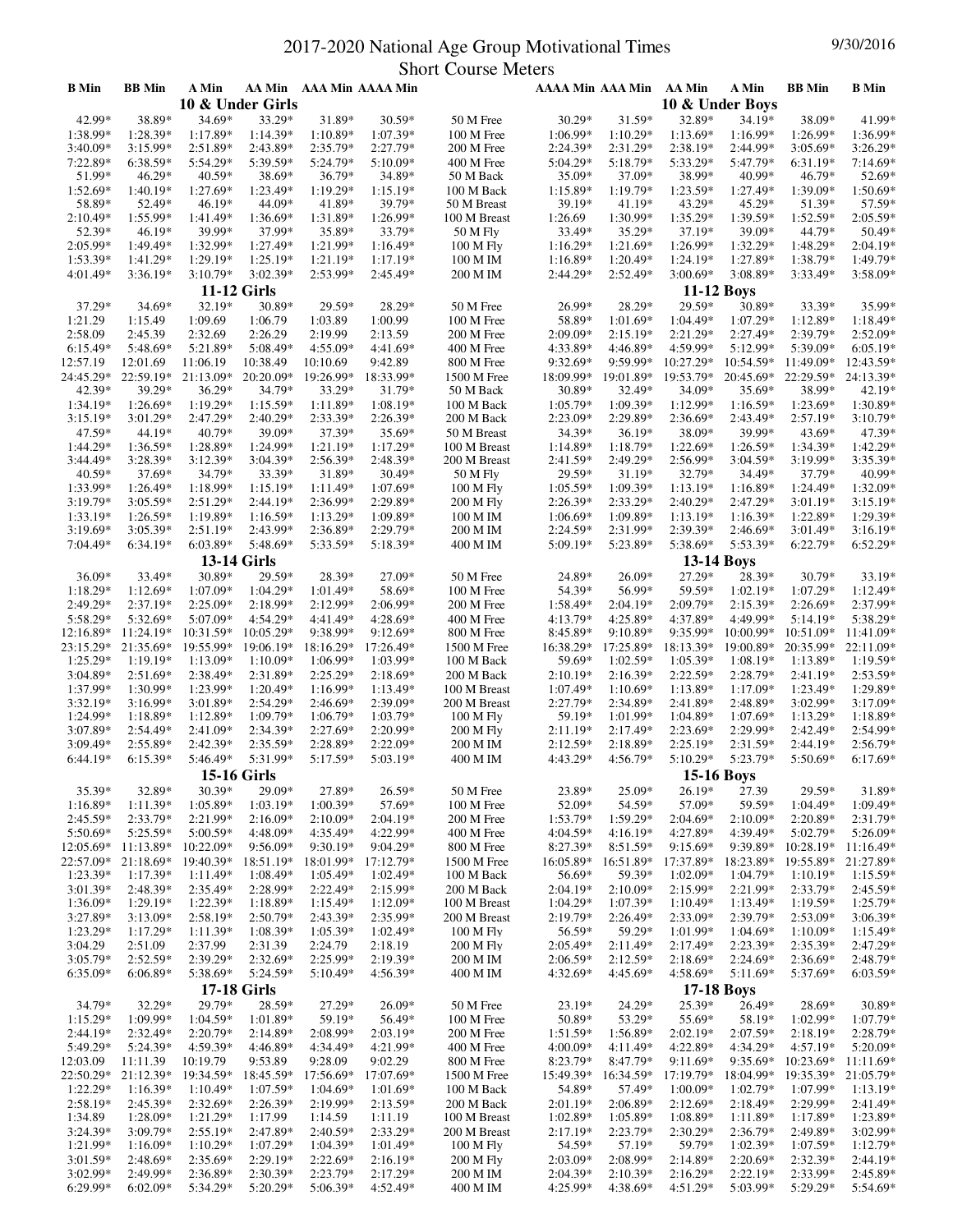# 2017-2020 National Age Group Motivational Times

## Short Course Meters

9/30/2016

| B Min | BB Min | A Min | AA Min | AAA Min | AAAA Min | | AAAA Min | AAA Min | AA Min | A Min | BB Min | B Min |
|---|---|---|---|---|---|---|---|---|---|---|---|---|
| | | **10 & Under Girls** | | | | | | | **10 & Under Boys** | | | |
| 42.99* | 38.89* | 34.69* | 33.29* | 31.89* | 30.59* | 50 M Free | 30.29* | 31.59* | 32.89* | 34.19* | 38.09* | 41.99* |
| 1:38.99* | 1:28.39* | 1:17.89* | 1:14.39* | 1:10.89* | 1:07.39* | 100 M Free | 1:06.99* | 1:10.29* | 1:13.69* | 1:16.99* | 1:26.99* | 1:36.99* |
| 3:40.09* | 3:15.99* | 2:51.89* | 2:43.89* | 2:35.79* | 2:27.79* | 200 M Free | 2:24.39* | 2:31.29* | 2:38.19* | 2:44.99* | 3:05.69* | 3:26.29* |
| 7:22.89* | 6:38.59* | 5:54.29* | 5:39.59* | 5:24.79* | 5:10.09* | 400 M Free | 5:04.29* | 5:18.79* | 5:33.29* | 5:47.79* | 6:31.19* | 7:14.69* |
| 51.99* | 46.29* | 40.59* | 38.69* | 36.79* | 34.89* | 50 M Back | 35.09* | 37.09* | 38.99* | 40.99* | 46.79* | 52.69* |
| 1:52.69* | 1:40.19* | 1:27.69* | 1:23.49* | 1:19.29* | 1:15.19* | 100 M Back | 1:15.89* | 1:19.79* | 1:23.59* | 1:27.49* | 1:39.09* | 1:50.69* |
| 58.89* | 52.49* | 46.19* | 44.09* | 41.89* | 39.79* | 50 M Breast | 39.19* | 41.19* | 43.29* | 45.29* | 51.39* | 57.59* |
| 2:10.49* | 1:55.99* | 1:41.49* | 1:36.69* | 1:31.89* | 1:26.99* | 100 M Breast | 1:26.69 | 1:30.99* | 1:35.29* | 1:39.59* | 1:52.59* | 2:05.59* |
| 52.39* | 46.19* | 39.99* | 37.99* | 35.89* | 33.79* | 50 M Fly | 33.49* | 35.29* | 37.19* | 39.09* | 44.79* | 50.49* |
| 2:05.99* | 1:49.49* | 1:32.99* | 1:27.49* | 1:21.99* | 1:16.49* | 100 M Fly | 1:16.29* | 1:21.69* | 1:26.99* | 1:32.29* | 1:48.29* | 2:04.19* |
| 1:53.39* | 1:41.29* | 1:29.19* | 1:25.19* | 1:21.19* | 1:17.19* | 100 M IM | 1:16.89* | 1:20.49* | 1:24.19* | 1:27.89* | 1:38.79* | 1:49.79* |
| 4:01.49* | 3:36.19* | 3:10.79* | 3:02.39* | 2:53.99* | 2:45.49* | 200 M IM | 2:44.29* | 2:52.49* | 3:00.69* | 3:08.89* | 3:33.49* | 3:58.09* |
| | | **11-12 Girls** | | | | | | | **11-12 Boys** | | | |
| 37.29* | 34.69* | 32.19* | 30.89* | 29.59* | 28.29* | 50 M Free | 26.99* | 28.29* | 29.59* | 30.89* | 33.39* | 35.99* |
| 1:21.29 | 1:15.49 | 1:09.69 | 1:06.79 | 1:03.89 | 1:00.99 | 100 M Free | 58.89* | 1:01.69* | 1:04.49* | 1:07.29* | 1:12.89* | 1:18.49* |
| 2:58.09 | 2:45.39 | 2:32.69 | 2:26.29 | 2:19.99 | 2:13.59 | 200 M Free | 2:09.09* | 2:15.19* | 2:21.29* | 2:27.49* | 2:39.79* | 2:52.09* |
| 6:15.49* | 5:48.69* | 5:21.89* | 5:08.49* | 4:55.09* | 4:41.69* | 400 M Free | 4:33.89* | 4:46.89* | 4:59.99* | 5:12.99* | 5:39.09* | 6:05.19* |
| 12:57.19 | 12:01.69 | 11:06.19 | 10:38.49 | 10:10.69 | 9:42.89 | 800 M Free | 9:32.69* | 9:59.99* | 10:27.29* | 10:54.59* | 11:49.09* | 12:43.59* |
| 24:45.29* | 22:59.19* | 21:13.09* | 20:20.09* | 19:26.99* | 18:33.99* | 1500 M Free | 18:09.99* | 19:01.89* | 19:53.79* | 20:45.69* | 22:29.59* | 24:13.39* |
| 42.39* | 39.29* | 36.29* | 34.79* | 33.29* | 31.79* | 50 M Back | 30.89* | 32.49* | 34.09* | 35.69* | 38.99* | 42.19* |
| 1:34.19* | 1:26.69* | 1:19.29* | 1:15.59* | 1:11.89* | 1:08.19* | 100 M Back | 1:05.79* | 1:09.39* | 1:12.99* | 1:16.59* | 1:23.69* | 1:30.89* |
| 3:15.19* | 3:01.29* | 2:47.29* | 2:40.29* | 2:33.39* | 2:26.39* | 200 M Back | 2:23.09* | 2:29.89* | 2:36.69* | 2:43.49* | 2:57.19* | 3:10.79* |
| 47.59* | 44.19* | 40.79* | 39.09* | 37.39* | 35.69* | 50 M Breast | 34.39* | 36.19* | 38.09* | 39.99* | 43.69* | 47.39* |
| 1:44.29* | 1:36.59* | 1:28.89* | 1:24.99* | 1:21.19* | 1:17.29* | 100 M Breast | 1:14.89* | 1:18.79* | 1:22.69* | 1:26.59* | 1:34.39* | 1:42.29* |
| 3:44.49* | 3:28.39* | 3:12.39* | 3:04.39* | 2:56.39* | 2:48.39* | 200 M Breast | 2:41.59* | 2:49.29* | 2:56.99* | 3:04.59* | 3:19.99* | 3:35.39* |
| 40.59* | 37.69* | 34.79* | 33.39* | 31.89* | 30.49* | 50 M Fly | 29.59* | 31.19* | 32.79* | 34.49* | 37.79* | 40.99* |
| 1:33.99* | 1:26.49* | 1:18.99* | 1:15.19* | 1:11.49* | 1:07.69* | 100 M Fly | 1:05.59* | 1:09.39* | 1:13.19* | 1:16.89* | 1:24.49* | 1:32.09* |
| 3:19.79* | 3:05.59* | 2:51.29* | 2:44.19* | 2:36.99* | 2:29.89* | 200 M Fly | 2:26.39* | 2:33.29* | 2:40.29* | 2:47.29* | 3:01.19* | 3:15.19* |
| 1:33.19* | 1:26.59* | 1:19.89* | 1:16.59* | 1:13.29* | 1:09.89* | 100 M IM | 1:06.69* | 1:09.89* | 1:13.19* | 1:16.39* | 1:22.89* | 1:29.39* |
| 3:19.69* | 3:05.39* | 2:51.19* | 2:43.99* | 2:36.89* | 2:29.79* | 200 M IM | 2:24.59* | 2:31.99* | 2:39.39* | 2:46.69* | 3:01.49* | 3:16.19* |
| 7:04.49* | 6:34.19* | 6:03.89* | 5:48.69* | 5:33.59* | 5:18.39* | 400 M IM | 5:09.19* | 5:23.89* | 5:38.69* | 5:53.39* | 6:22.79* | 6:52.29* |
| | | **13-14 Girls** | | | | | | | **13-14 Boys** | | | |
| 36.09* | 33.49* | 30.89* | 29.59* | 28.39* | 27.09* | 50 M Free | 24.89* | 26.09* | 27.29* | 28.39* | 30.79* | 33.19* |
| 1:18.29* | 1:12.69* | 1:07.09* | 1:04.29* | 1:01.49* | 58.69* | 100 M Free | 54.39* | 56.99* | 59.59* | 1:02.19* | 1:07.29* | 1:12.49* |
| 2:49.29* | 2:37.19* | 2:25.09* | 2:18.99* | 2:12.99* | 2:06.99* | 200 M Free | 1:58.49* | 2:04.19* | 2:09.79* | 2:15.39* | 2:26.69* | 2:37.99* |
| 5:58.29* | 5:32.69* | 5:07.09* | 4:54.29* | 4:41.49* | 4:28.69* | 400 M Free | 4:13.79* | 4:25.89* | 4:37.89* | 4:49.99* | 5:14.19* | 5:38.29* |
| 12:16.89* | 11:24.19* | 10:31.59* | 10:05.29* | 9:38.99* | 9:12.69* | 800 M Free | 8:45.89* | 9:10.89* | 9:35.99* | 10:00.99* | 10:51.09* | 11:41.09* |
| 23:15.29* | 21:35.69* | 19:55.99* | 19:06.19* | 18:16.29* | 17:26.49* | 1500 M Free | 16:38.29* | 17:25.89* | 18:13.39* | 19:00.89* | 20:35.99* | 22:11.09* |
| 1:25.29* | 1:19.19* | 1:13.09* | 1:10.09* | 1:06.99* | 1:03.99* | 100 M Back | 59.69* | 1:02.59* | 1:05.39* | 1:08.19* | 1:13.89* | 1:19.59* |
| 3:04.89* | 2:51.69* | 2:38.49* | 2:31.89* | 2:25.29* | 2:18.69* | 200 M Back | 2:10.19* | 2:16.39* | 2:22.59* | 2:28.79* | 2:41.19* | 2:53.59* |
| 1:37.99* | 1:30.99* | 1:23.99* | 1:20.49* | 1:16.99* | 1:13.49* | 100 M Breast | 1:07.49* | 1:10.69* | 1:13.89* | 1:17.09* | 1:23.49* | 1:29.89* |
| 3:32.19* | 3:16.99* | 3:01.89* | 2:54.29* | 2:46.69* | 2:39.09* | 200 M Breast | 2:27.79* | 2:34.89* | 2:41.89* | 2:48.89* | 3:02.99* | 3:17.09* |
| 1:24.99* | 1:18.89* | 1:12.89* | 1:09.79* | 1:06.79* | 1:03.79* | 100 M Fly | 59.19* | 1:01.99* | 1:04.89* | 1:07.69* | 1:13.29* | 1:18.89* |
| 3:07.89* | 2:54.49* | 2:41.09* | 2:34.39* | 2:27.69* | 2:20.99* | 200 M Fly | 2:11.19* | 2:17.49* | 2:23.69* | 2:29.99* | 2:42.49* | 2:54.99* |
| 3:09.49* | 2:55.89* | 2:42.39* | 2:35.59* | 2:28.89* | 2:22.09* | 200 M IM | 2:12.59* | 2:18.89* | 2:25.19* | 2:31.59* | 2:44.19* | 2:56.79* |
| 6:44.19* | 6:15.39* | 5:46.49* | 5:31.99* | 5:17.59* | 5:03.19* | 400 M IM | 4:43.29* | 4:56.79* | 5:10.29* | 5:23.79* | 5:50.69* | 6:17.69* |
| | | **15-16 Girls** | | | | | | | **15-16 Boys** | | | |
| 35.39* | 32.89* | 30.39* | 29.09* | 27.89* | 26.59* | 50 M Free | 23.89* | 25.09* | 26.19* | 27.39 | 29.59* | 31.89* |
| 1:16.89* | 1:11.39* | 1:05.89* | 1:03.19* | 1:00.39* | 57.69* | 100 M Free | 52.09* | 54.59* | 57.09* | 59.59* | 1:04.49* | 1:09.49* |
| 2:45.59* | 2:33.79* | 2:21.99* | 2:16.09* | 2:10.09* | 2:04.19* | 200 M Free | 1:53.79* | 1:59.29* | 2:04.69* | 2:10.09* | 2:20.89* | 2:31.79* |
| 5:50.69* | 5:25.59* | 5:00.59* | 4:48.09* | 4:35.49* | 4:22.99* | 400 M Free | 4:04.59* | 4:16.19* | 4:27.89* | 4:39.49* | 5:02.79* | 5:26.09* |
| 12:05.69* | 11:13.89* | 10:22.09* | 9:56.09* | 9:30.19* | 9:04.29* | 800 M Free | 8:27.39* | 8:51.59* | 9:15.69* | 9:39.89* | 10:28.19* | 11:16.49* |
| 22:57.09* | 21:18.69* | 19:40.39* | 18:51.19* | 18:01.99* | 17:12.79* | 1500 M Free | 16:05.89* | 16:51.89* | 17:37.89* | 18:23.89* | 19:55.89* | 21:27.89* |
| 1:23.39* | 1:17.39* | 1:11.49* | 1:08.49* | 1:05.49* | 1:02.49* | 100 M Back | 56.69* | 59.39* | 1:02.09* | 1:04.79* | 1:10.19* | 1:15.59* |
| 3:01.39* | 2:48.39* | 2:35.49* | 2:28.99* | 2:22.49* | 2:15.99* | 200 M Back | 2:04.19* | 2:10.09* | 2:15.99* | 2:21.99* | 2:33.79* | 2:45.59* |
| 1:36.09* | 1:29.19* | 1:22.39* | 1:18.89* | 1:15.49* | 1:12.09* | 100 M Breast | 1:04.29* | 1:07.39* | 1:10.49* | 1:13.49* | 1:19.59* | 1:25.79* |
| 3:27.89* | 3:13.09* | 2:58.19* | 2:50.79* | 2:43.39* | 2:35.99* | 200 M Breast | 2:19.79* | 2:26.49* | 2:33.09* | 2:39.79* | 2:53.09* | 3:06.39* |
| 1:23.29* | 1:17.29* | 1:11.39* | 1:08.39* | 1:05.39* | 1:02.49* | 100 M Fly | 56.59* | 59.29* | 1:01.99* | 1:04.69* | 1:10.09* | 1:15.49* |
| 3:04.29 | 2:51.09 | 2:37.99 | 2:31.39 | 2:24.79 | 2:18.19 | 200 M Fly | 2:05.49* | 2:11.49* | 2:17.49* | 2:23.39* | 2:35.39* | 2:47.29* |
| 3:05.79* | 2:52.59* | 2:39.29* | 2:32.69* | 2:25.99* | 2:19.39* | 200 M IM | 2:06.59* | 2:12.59* | 2:18.69* | 2:24.69* | 2:36.69* | 2:48.79* |
| 6:35.09* | 6:06.89* | 5:38.69* | 5:24.59* | 5:10.49* | 4:56.39* | 400 M IM | 4:32.69* | 4:45.69* | 4:58.69* | 5:11.69* | 5:37.69* | 6:03.59* |
| | | **17-18 Girls** | | | | | | | **17-18 Boys** | | | |
| 34.79* | 32.29* | 29.79* | 28.59* | 27.29* | 26.09* | 50 M Free | 23.19* | 24.29* | 25.39* | 26.49* | 28.69* | 30.89* |
| 1:15.29* | 1:09.99* | 1:04.59* | 1:01.89* | 59.19* | 56.49* | 100 M Free | 50.89* | 53.29* | 55.69* | 58.19* | 1:02.99* | 1:07.79* |
| 2:44.19* | 2:32.49* | 2:20.79* | 2:14.89* | 2:08.99* | 2:03.19* | 200 M Free | 1:51.59* | 1:56.89* | 2:02.19* | 2:07.59* | 2:18.19* | 2:28.79* |
| 5:49.29* | 5:24.39* | 4:59.39* | 4:46.89* | 4:34.49* | 4:21.99* | 400 M Free | 4:00.09* | 4:11.49* | 4:22.89* | 4:34.29* | 4:57.19* | 5:20.09* |
| 12:03.09 | 11:11.39 | 10:19.79 | 9:53.89 | 9:28.09 | 9:02.29 | 800 M Free | 8:23.79* | 8:47.79* | 9:11.69* | 9:35.69* | 10:23.69* | 11:11.69* |
| 22:50.29* | 21:12.39* | 19:34.59* | 18:45.59* | 17:56.69* | 17:07.69* | 1500 M Free | 15:49.39* | 16:34.59* | 17:19.79* | 18:04.99* | 19:35.39* | 21:05.79* |
| 1:22.29* | 1:16.39* | 1:10.49* | 1:07.59* | 1:04.69* | 1:01.69* | 100 M Back | 54.89* | 57.49* | 1:00.09* | 1:02.79* | 1:07.99* | 1:13.19* |
| 2:58.19* | 2:45.39* | 2:32.69* | 2:26.39* | 2:19.99* | 2:13.59* | 200 M Back | 2:01.19* | 2:06.89* | 2:12.69* | 2:18.49* | 2:29.99* | 2:41.49* |
| 1:34.89 | 1:28.09* | 1:21.29* | 1:17.99 | 1:14.59 | 1:11.19 | 100 M Breast | 1:02.89* | 1:05.89* | 1:08.89* | 1:11.89* | 1:17.89* | 1:23.89* |
| 3:24.39* | 3:09.79* | 2:55.19* | 2:47.89* | 2:40.59* | 2:33.29* | 200 M Breast | 2:17.19* | 2:23.79* | 2:30.29* | 2:36.79* | 2:49.89* | 3:02.99* |
| 1:21.99* | 1:16.09* | 1:10.29* | 1:07.29* | 1:04.39* | 1:01.49* | 100 M Fly | 54.59* | 57.19* | 59.79* | 1:02.39* | 1:07.59* | 1:12.79* |
| 3:01.59* | 2:48.69* | 2:35.69* | 2:29.19* | 2:22.69* | 2:16.19* | 200 M Fly | 2:03.09* | 2:08.99* | 2:14.89* | 2:20.69* | 2:32.39* | 2:44.19* |
| 3:02.99* | 2:49.99* | 2:36.89* | 2:30.39* | 2:23.79* | 2:17.29* | 200 M IM | 2:04.39* | 2:10.39* | 2:16.29* | 2:22.19* | 2:33.99* | 2:45.89* |
| 6:29.99* | 6:02.09* | 5:34.29* | 5:20.29* | 5:06.39* | 4:52.49* | 400 M IM | 4:25.99* | 4:38.69* | 4:51.29* | 5:03.99* | 5:29.29* | 5:54.69* |